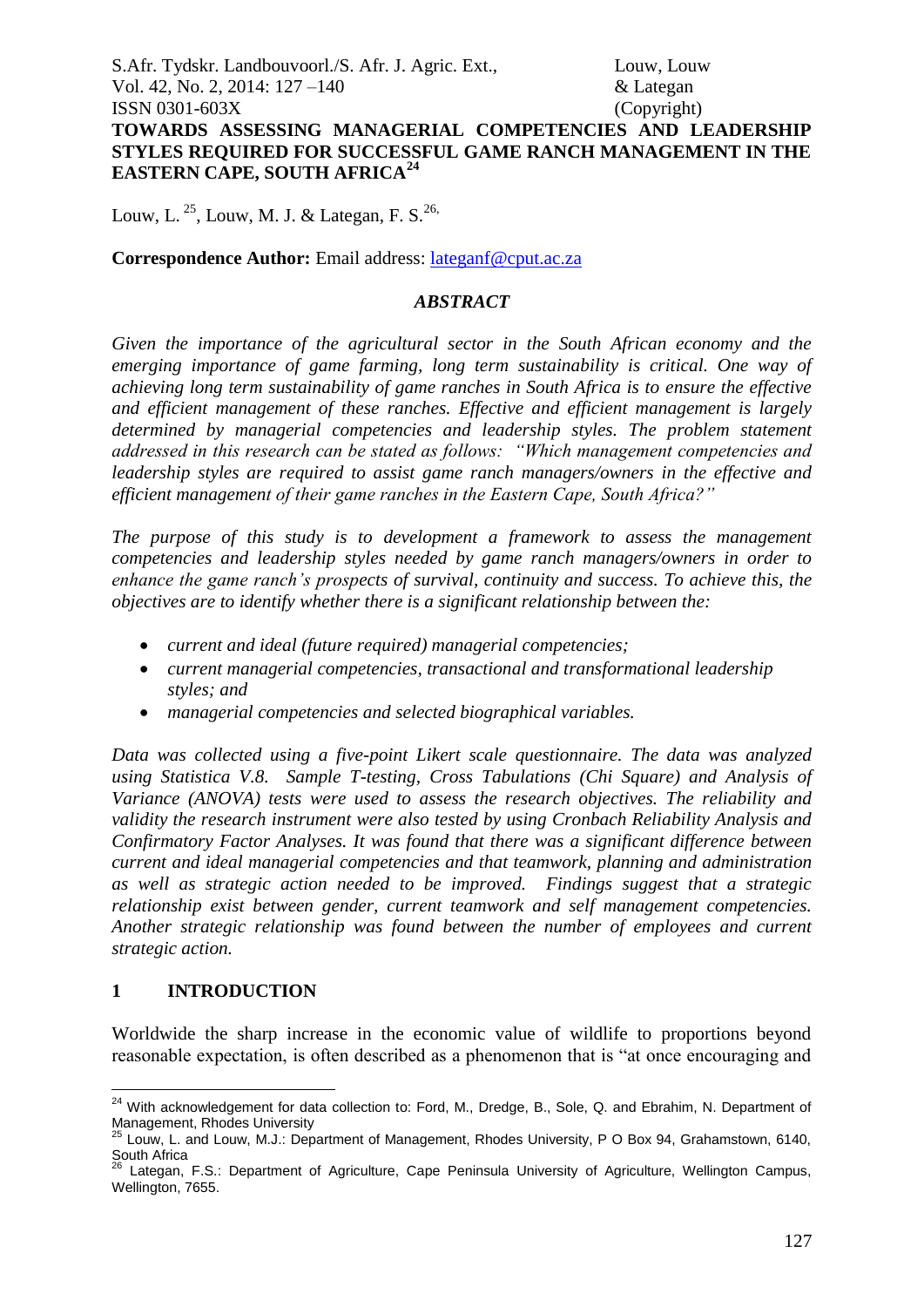# TOWARDS ASSESSING MANAGERIAL COMPETENCIES AND LEADERSHIP STYLES REQUIRED FOR SUCCESSFUL GAME RANCH MANAGEMENT IN THE EASTERN CAPE, SOUTH AFRICA[24]

Louw, L. [25], Louw, M. J. & Lategan, F. S.[26,]

**Correspondence Author:** Email address: lateganf@cput.ac.za

### *ABSTRACT*

*Given the importance of the agricultural sector in the South African economy and the emerging importance of game farming, long term sustainability is critical. One way of achieving long term sustainability of game ranches in South Africa is to ensure the effective and efficient management of these ranches. Effective and efficient management is largely determined by managerial competencies and leadership styles. The problem statement addressed in this research can be stated as follows: "Which management competencies and leadership styles are required to assist game ranch managers/owners in the effective and efficient management of their game ranches in the Eastern Cape, South Africa?"*

*The purpose of this study is to development a framework to assess the management competencies and leadership styles needed by game ranch managers/owners in order to enhance the game ranch's prospects of survival, continuity and success. To achieve this, the objectives are to identify whether there is a significant relationship between the:*

- *current and ideal (future required) managerial competencies;*
- *current managerial competencies, transactional and transformational leadership styles; and*
- *managerial competencies and selected biographical variables.*

*Data was collected using a five-point Likert scale questionnaire. The data was analyzed using Statistica V.8. Sample T-testing, Cross Tabulations (Chi Square) and Analysis of Variance (ANOVA) tests were used to assess the research objectives. The reliability and validity the research instrument were also tested by using Cronbach Reliability Analysis and Confirmatory Factor Analyses. It was found that there was a significant difference between current and ideal managerial competencies and that teamwork, planning and administration as well as strategic action needed to be improved. Findings suggest that a strategic relationship exist between gender, current teamwork and self management competencies. Another strategic relationship was found between the number of employees and current strategic action.*

## 1 INTRODUCTION

Worldwide the sharp increase in the economic value of wildlife to proportions beyond reasonable expectation, is often described as a phenomenon that is "at once encouraging and

---

[24] With acknowledgement for data collection to: Ford, M., Dredge, B., Sole, Q. and Ebrahim, N. Department of Management, Rhodes University

[25] Louw, L. and Louw, M.J.: Department of Management, Rhodes University, P O Box 94, Grahamstown, 6140, South Africa

[26] Lategan, F.S.: Department of Agriculture, Cape Peninsula University of Agriculture, Wellington Campus, Wellington, 7655.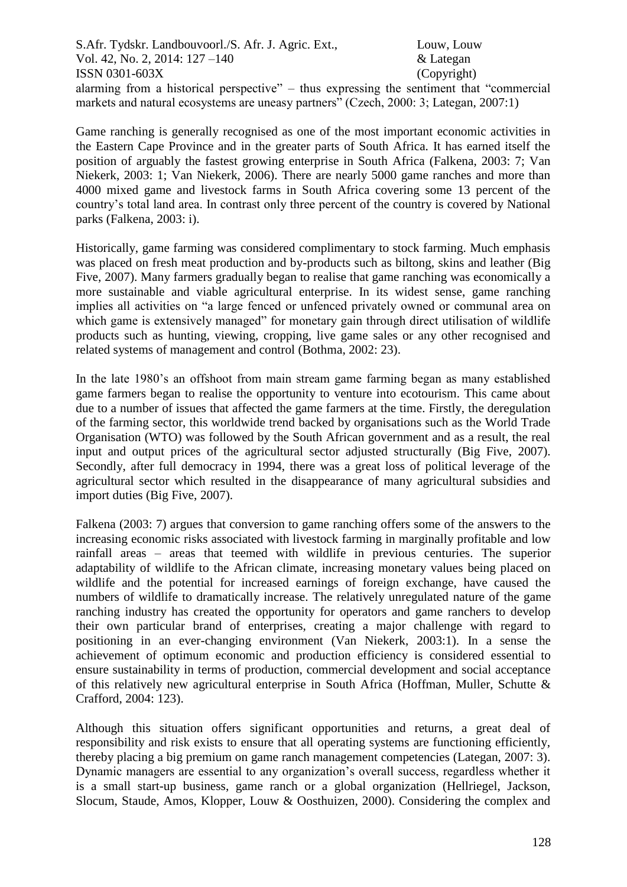alarming from a historical perspective" – thus expressing the sentiment that "commercial markets and natural ecosystems are uneasy partners" (Czech, 2000: 3; Lategan, 2007:1)

Game ranching is generally recognised as one of the most important economic activities in the Eastern Cape Province and in the greater parts of South Africa. It has earned itself the position of arguably the fastest growing enterprise in South Africa (Falkena, 2003: 7; Van Niekerk, 2003: 1; Van Niekerk, 2006). There are nearly 5000 game ranches and more than 4000 mixed game and livestock farms in South Africa covering some 13 percent of the country's total land area. In contrast only three percent of the country is covered by National parks (Falkena, 2003: i).

Historically, game farming was considered complimentary to stock farming. Much emphasis was placed on fresh meat production and by-products such as biltong, skins and leather (Big Five, 2007). Many farmers gradually began to realise that game ranching was economically a more sustainable and viable agricultural enterprise. In its widest sense, game ranching implies all activities on "a large fenced or unfenced privately owned or communal area on which game is extensively managed" for monetary gain through direct utilisation of wildlife products such as hunting, viewing, cropping, live game sales or any other recognised and related systems of management and control (Bothma, 2002: 23).

In the late 1980's an offshoot from main stream game farming began as many established game farmers began to realise the opportunity to venture into ecotourism. This came about due to a number of issues that affected the game farmers at the time. Firstly, the deregulation of the farming sector, this worldwide trend backed by organisations such as the World Trade Organisation (WTO) was followed by the South African government and as a result, the real input and output prices of the agricultural sector adjusted structurally (Big Five, 2007). Secondly, after full democracy in 1994, there was a great loss of political leverage of the agricultural sector which resulted in the disappearance of many agricultural subsidies and import duties (Big Five, 2007).

Falkena (2003: 7) argues that conversion to game ranching offers some of the answers to the increasing economic risks associated with livestock farming in marginally profitable and low rainfall areas – areas that teemed with wildlife in previous centuries. The superior adaptability of wildlife to the African climate, increasing monetary values being placed on wildlife and the potential for increased earnings of foreign exchange, have caused the numbers of wildlife to dramatically increase. The relatively unregulated nature of the game ranching industry has created the opportunity for operators and game ranchers to develop their own particular brand of enterprises, creating a major challenge with regard to positioning in an ever-changing environment (Van Niekerk, 2003:1). In a sense the achievement of optimum economic and production efficiency is considered essential to ensure sustainability in terms of production, commercial development and social acceptance of this relatively new agricultural enterprise in South Africa (Hoffman, Muller, Schutte & Crafford, 2004: 123).

Although this situation offers significant opportunities and returns, a great deal of responsibility and risk exists to ensure that all operating systems are functioning efficiently, thereby placing a big premium on game ranch management competencies (Lategan, 2007: 3). Dynamic managers are essential to any organization's overall success, regardless whether it is a small start-up business, game ranch or a global organization (Hellriegel, Jackson, Slocum, Staude, Amos, Klopper, Louw & Oosthuizen, 2000). Considering the complex and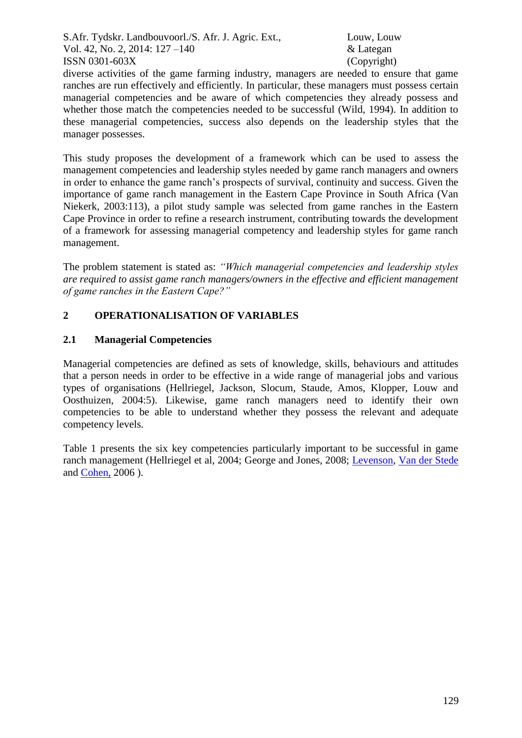diverse activities of the game farming industry, managers are needed to ensure that game ranches are run effectively and efficiently. In particular, these managers must possess certain managerial competencies and be aware of which competencies they already possess and whether those match the competencies needed to be successful (Wild, 1994). In addition to these managerial competencies, success also depends on the leadership styles that the manager possesses.

This study proposes the development of a framework which can be used to assess the management competencies and leadership styles needed by game ranch managers and owners in order to enhance the game ranch's prospects of survival, continuity and success. Given the importance of game ranch management in the Eastern Cape Province in South Africa (Van Niekerk, 2003:113), a pilot study sample was selected from game ranches in the Eastern Cape Province in order to refine a research instrument, contributing towards the development of a framework for assessing managerial competency and leadership styles for game ranch management.

The problem statement is stated as: *"Which managerial competencies and leadership styles are required to assist game ranch managers/owners in the effective and efficient management of game ranches in the Eastern Cape?"*

## 2 OPERATIONALISATION OF VARIABLES

### 2.1 Managerial Competencies

Managerial competencies are defined as sets of knowledge, skills, behaviours and attitudes that a person needs in order to be effective in a wide range of managerial jobs and various types of organisations (Hellriegel, Jackson, Slocum, Staude, Amos, Klopper, Louw and Oosthuizen, 2004:5). Likewise, game ranch managers need to identify their own competencies to be able to understand whether they possess the relevant and adequate competency levels.

Table 1 presents the six key competencies particularly important to be successful in game ranch management (Hellriegel et al, 2004; George and Jones, 2008; Levenson, Van der Stede and Cohen, 2006 ).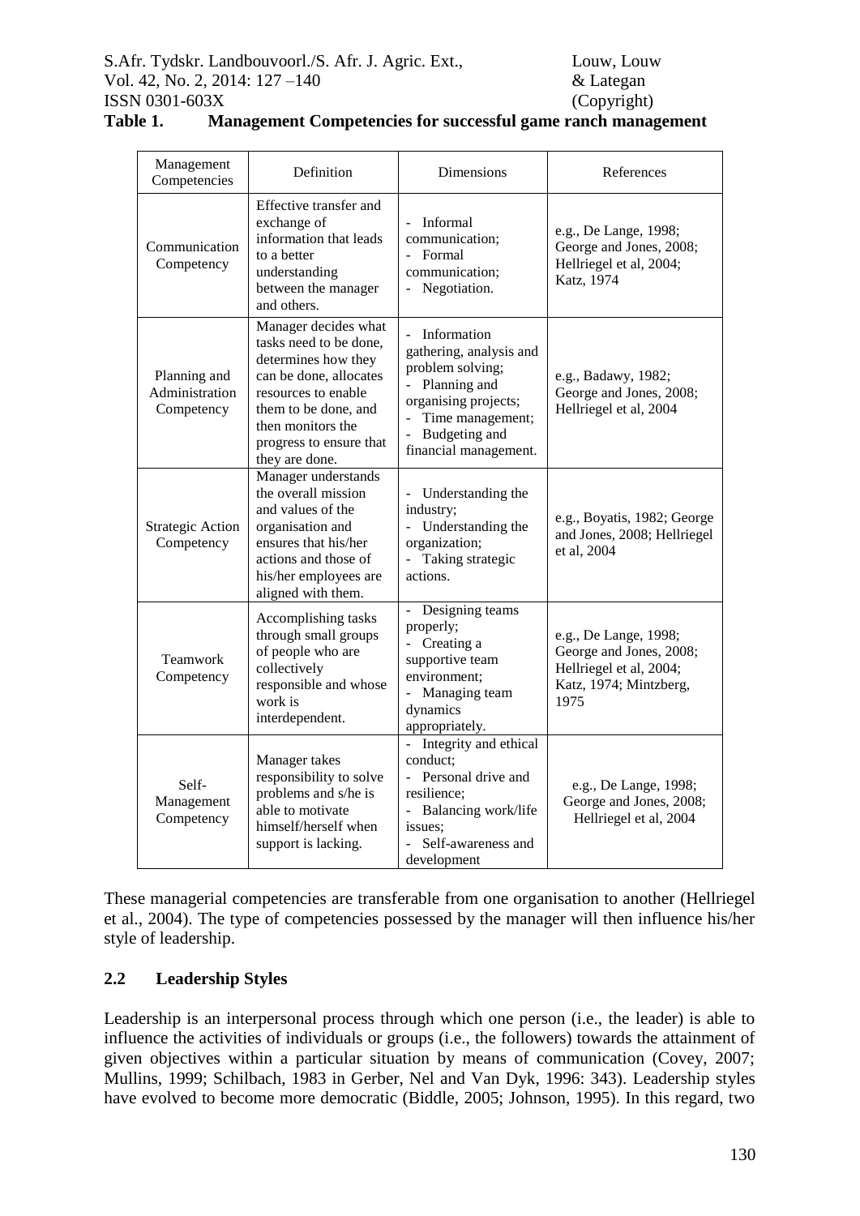**Table 1. Management Competencies for successful game ranch management**

| Management Competencies | Definition | Dimensions | References |
|---|---|---|---|
| Communication Competency | Effective transfer and exchange of information that leads to a better understanding between the manager and others. | - Informal communication; - Formal communication; - Negotiation. | e.g., De Lange, 1998; George and Jones, 2008; Hellriegel et al, 2004; Katz, 1974 |
| Planning and Administration Competency | Manager decides what tasks need to be done, determines how they can be done, allocates resources to enable them to be done, and then monitors the progress to ensure that they are done. | - Information gathering, analysis and problem solving; - Planning and organising projects; - Time management; - Budgeting and financial management. | e.g., Badawy, 1982; George and Jones, 2008; Hellriegel et al, 2004 |
| Strategic Action Competency | Manager understands the overall mission and values of the organisation and ensures that his/her actions and those of his/her employees are aligned with them. | - Understanding the industry; - Understanding the organization; - Taking strategic actions. | e.g., Boyatis, 1982; George and Jones, 2008; Hellriegel et al, 2004 |
| Teamwork Competency | Accomplishing tasks through small groups of people who are collectively responsible and whose work is interdependent. | - Designing teams properly; - Creating a supportive team environment; - Managing team dynamics appropriately. | e.g., De Lange, 1998; George and Jones, 2008; Hellriegel et al, 2004; Katz, 1974; Mintzberg, 1975 |
| Self-Management Competency | Manager takes responsibility to solve problems and s/he is able to motivate himself/herself when support is lacking. | - Integrity and ethical conduct; - Personal drive and resilience; - Balancing work/life issues; - Self-awareness and development | e.g., De Lange, 1998; George and Jones, 2008; Hellriegel et al, 2004 |

These managerial competencies are transferable from one organisation to another (Hellriegel et al., 2004). The type of competencies possessed by the manager will then influence his/her style of leadership.

## 2.2 Leadership Styles

Leadership is an interpersonal process through which one person (i.e., the leader) is able to influence the activities of individuals or groups (i.e., the followers) towards the attainment of given objectives within a particular situation by means of communication (Covey, 2007; Mullins, 1999; Schilbach, 1983 in Gerber, Nel and Van Dyk, 1996: 343). Leadership styles have evolved to become more democratic (Biddle, 2005; Johnson, 1995). In this regard, two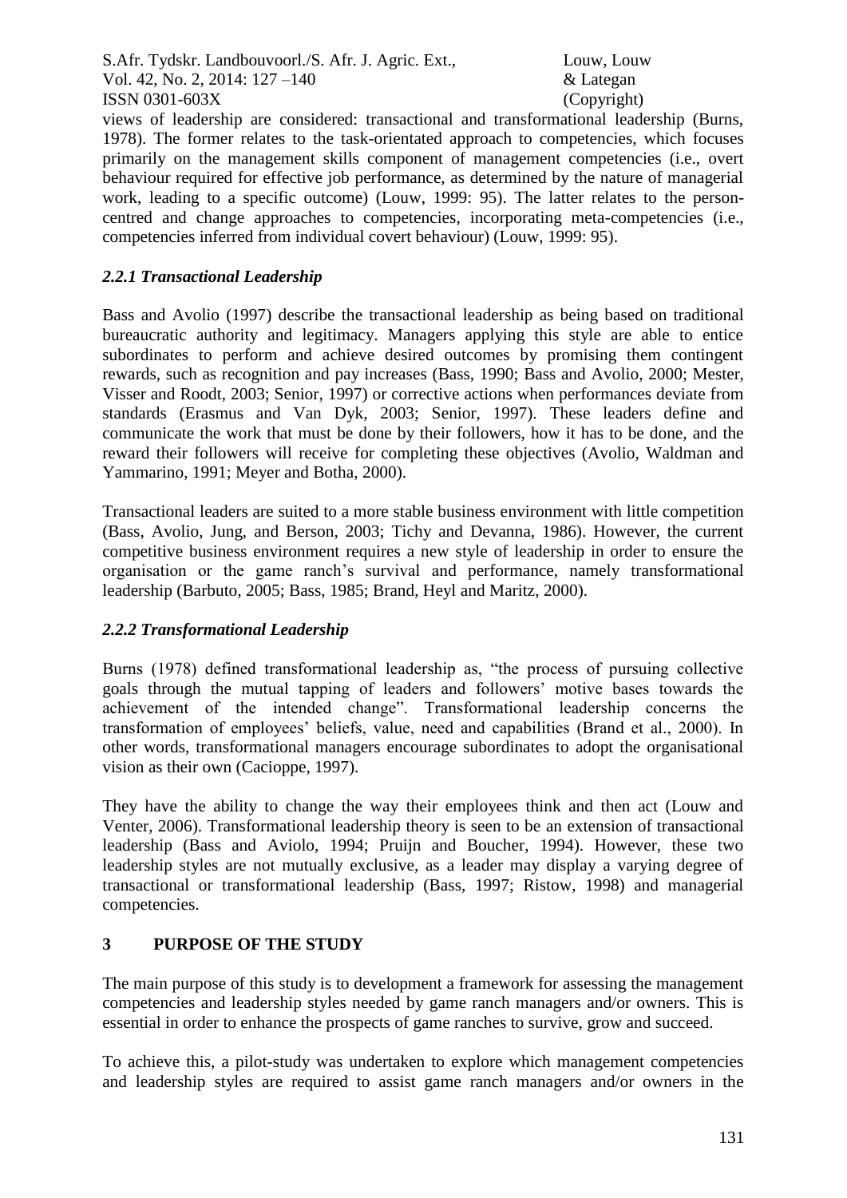views of leadership are considered: transactional and transformational leadership (Burns, 1978). The former relates to the task-orientated approach to competencies, which focuses primarily on the management skills component of management competencies (i.e., overt behaviour required for effective job performance, as determined by the nature of managerial work, leading to a specific outcome) (Louw, 1999: 95). The latter relates to the person-centred and change approaches to competencies, incorporating meta-competencies (i.e., competencies inferred from individual covert behaviour) (Louw, 1999: 95).

### *2.2.1 Transactional Leadership*

Bass and Avolio (1997) describe the transactional leadership as being based on traditional bureaucratic authority and legitimacy. Managers applying this style are able to entice subordinates to perform and achieve desired outcomes by promising them contingent rewards, such as recognition and pay increases (Bass, 1990; Bass and Avolio, 2000; Mester, Visser and Roodt, 2003; Senior, 1997) or corrective actions when performances deviate from standards (Erasmus and Van Dyk, 2003; Senior, 1997). These leaders define and communicate the work that must be done by their followers, how it has to be done, and the reward their followers will receive for completing these objectives (Avolio, Waldman and Yammarino, 1991; Meyer and Botha, 2000).

Transactional leaders are suited to a more stable business environment with little competition (Bass, Avolio, Jung, and Berson, 2003; Tichy and Devanna, 1986). However, the current competitive business environment requires a new style of leadership in order to ensure the organisation or the game ranch's survival and performance, namely transformational leadership (Barbuto, 2005; Bass, 1985; Brand, Heyl and Maritz, 2000).

### *2.2.2 Transformational Leadership*

Burns (1978) defined transformational leadership as, "the process of pursuing collective goals through the mutual tapping of leaders and followers' motive bases towards the achievement of the intended change". Transformational leadership concerns the transformation of employees' beliefs, value, need and capabilities (Brand et al., 2000). In other words, transformational managers encourage subordinates to adopt the organisational vision as their own (Cacioppe, 1997).

They have the ability to change the way their employees think and then act (Louw and Venter, 2006). Transformational leadership theory is seen to be an extension of transactional leadership (Bass and Aviolo, 1994; Pruijn and Boucher, 1994). However, these two leadership styles are not mutually exclusive, as a leader may display a varying degree of transactional or transformational leadership (Bass, 1997; Ristow, 1998) and managerial competencies.

## 3 PURPOSE OF THE STUDY

The main purpose of this study is to development a framework for assessing the management competencies and leadership styles needed by game ranch managers and/or owners. This is essential in order to enhance the prospects of game ranches to survive, grow and succeed.

To achieve this, a pilot-study was undertaken to explore which management competencies and leadership styles are required to assist game ranch managers and/or owners in the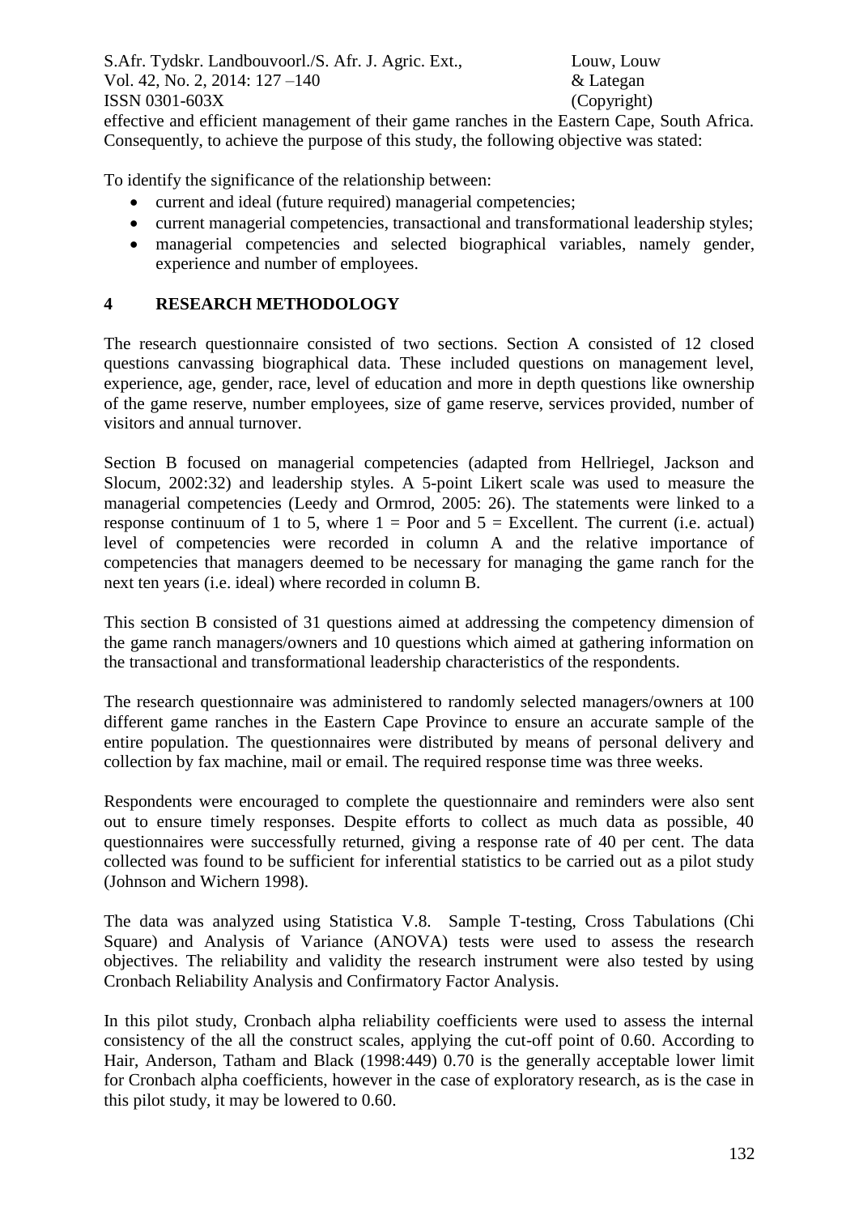effective and efficient management of their game ranches in the Eastern Cape, South Africa. Consequently, to achieve the purpose of this study, the following objective was stated:

To identify the significance of the relationship between:

- current and ideal (future required) managerial competencies;
- current managerial competencies, transactional and transformational leadership styles;
- managerial competencies and selected biographical variables, namely gender, experience and number of employees.

## 4 RESEARCH METHODOLOGY

The research questionnaire consisted of two sections. Section A consisted of 12 closed questions canvassing biographical data. These included questions on management level, experience, age, gender, race, level of education and more in depth questions like ownership of the game reserve, number employees, size of game reserve, services provided, number of visitors and annual turnover.

Section B focused on managerial competencies (adapted from Hellriegel, Jackson and Slocum, 2002:32) and leadership styles. A 5-point Likert scale was used to measure the managerial competencies (Leedy and Ormrod, 2005: 26). The statements were linked to a response continuum of 1 to 5, where 1 = Poor and 5 = Excellent. The current (i.e. actual) level of competencies were recorded in column A and the relative importance of competencies that managers deemed to be necessary for managing the game ranch for the next ten years (i.e. ideal) where recorded in column B.

This section B consisted of 31 questions aimed at addressing the competency dimension of the game ranch managers/owners and 10 questions which aimed at gathering information on the transactional and transformational leadership characteristics of the respondents.

The research questionnaire was administered to randomly selected managers/owners at 100 different game ranches in the Eastern Cape Province to ensure an accurate sample of the entire population. The questionnaires were distributed by means of personal delivery and collection by fax machine, mail or email. The required response time was three weeks.

Respondents were encouraged to complete the questionnaire and reminders were also sent out to ensure timely responses. Despite efforts to collect as much data as possible, 40 questionnaires were successfully returned, giving a response rate of 40 per cent. The data collected was found to be sufficient for inferential statistics to be carried out as a pilot study (Johnson and Wichern 1998).

The data was analyzed using Statistica V.8. Sample T-testing, Cross Tabulations (Chi Square) and Analysis of Variance (ANOVA) tests were used to assess the research objectives. The reliability and validity the research instrument were also tested by using Cronbach Reliability Analysis and Confirmatory Factor Analysis.

In this pilot study, Cronbach alpha reliability coefficients were used to assess the internal consistency of the all the construct scales, applying the cut-off point of 0.60. According to Hair, Anderson, Tatham and Black (1998:449) 0.70 is the generally acceptable lower limit for Cronbach alpha coefficients, however in the case of exploratory research, as is the case in this pilot study, it may be lowered to 0.60.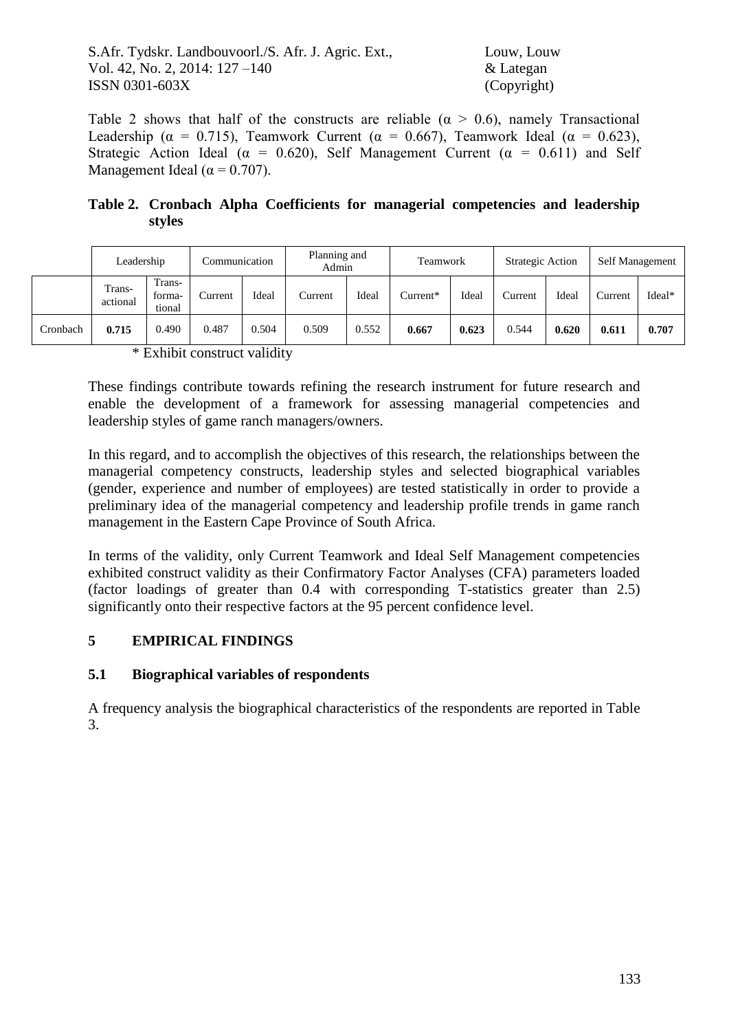Table 2 shows that half of the constructs are reliable ($\alpha > 0.6$), namely Transactional Leadership ($\alpha = 0.715$), Teamwork Current ($\alpha = 0.667$), Teamwork Ideal ($\alpha = 0.623$), Strategic Action Ideal ($\alpha = 0.620$), Self Management Current ($\alpha = 0.611$) and Self Management Ideal ($\alpha = 0.707$).

**Table 2. Cronbach Alpha Coefficients for managerial competencies and leadership styles**

| | Leadership | | Communication | | Planning and Admin | | Teamwork | | Strategic Action | | Self Management | |
|---|---|---|---|---|---|---|---|---|---|---|---|---|
| | Trans-actional | Trans-forma-tional | Current | Ideal | Current | Ideal | Current* | Ideal | Current | Ideal | Current | Ideal* |
| Cronbach | **0.715** | 0.490 | 0.487 | 0.504 | 0.509 | 0.552 | **0.667** | **0.623** | 0.544 | **0.620** | **0.611** | **0.707** |

\* Exhibit construct validity

These findings contribute towards refining the research instrument for future research and enable the development of a framework for assessing managerial competencies and leadership styles of game ranch managers/owners.

In this regard, and to accomplish the objectives of this research, the relationships between the managerial competency constructs, leadership styles and selected biographical variables (gender, experience and number of employees) are tested statistically in order to provide a preliminary idea of the managerial competency and leadership profile trends in game ranch management in the Eastern Cape Province of South Africa.

In terms of the validity, only Current Teamwork and Ideal Self Management competencies exhibited construct validity as their Confirmatory Factor Analyses (CFA) parameters loaded (factor loadings of greater than 0.4 with corresponding T-statistics greater than 2.5) significantly onto their respective factors at the 95 percent confidence level.

## 5 EMPIRICAL FINDINGS

### 5.1 Biographical variables of respondents

A frequency analysis the biographical characteristics of the respondents are reported in Table 3.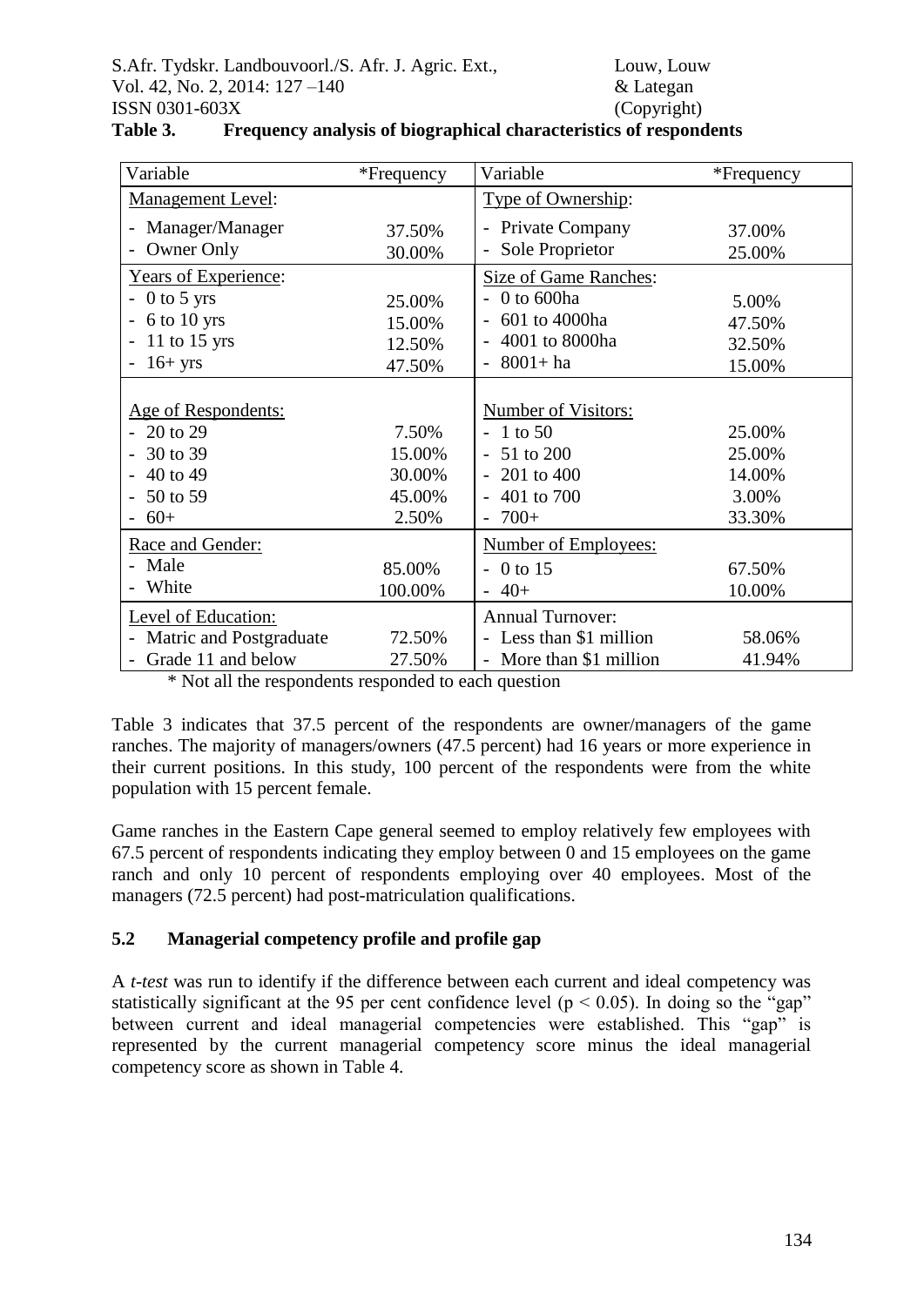**Table 3. Frequency analysis of biographical characteristics of respondents**

| Variable | *Frequency | Variable | *Frequency |
|---|---|---|---|
| Management Level: | | Type of Ownership: | |
| - Manager/Manager | 37.50% | - Private Company | 37.00% |
| - Owner Only | 30.00% | - Sole Proprietor | 25.00% |
| Years of Experience: | | Size of Game Ranches: | |
| - 0 to 5 yrs | 25.00% | - 0 to 600ha | 5.00% |
| - 6 to 10 yrs | 15.00% | - 601 to 4000ha | 47.50% |
| - 11 to 15 yrs | 12.50% | - 4001 to 8000ha | 32.50% |
| - 16+ yrs | 47.50% | - 8001+ ha | 15.00% |
| Age of Respondents: | | Number of Visitors: | |
| - 20 to 29 | 7.50% | - 1 to 50 | 25.00% |
| - 30 to 39 | 15.00% | - 51 to 200 | 25.00% |
| - 40 to 49 | 30.00% | - 201 to 400 | 14.00% |
| - 50 to 59 | 45.00% | - 401 to 700 | 3.00% |
| - 60+ | 2.50% | - 700+ | 33.30% |
| Race and Gender: | | Number of Employees: | |
| - Male | 85.00% | - 0 to 15 | 67.50% |
| - White | 100.00% | - 40+ | 10.00% |
| Level of Education: | | Annual Turnover: | |
| - Matric and Postgraduate | 72.50% | - Less than $1 million | 58.06% |
| - Grade 11 and below | 27.50% | - More than $1 million | 41.94% |

\* Not all the respondents responded to each question

Table 3 indicates that 37.5 percent of the respondents are owner/managers of the game ranches. The majority of managers/owners (47.5 percent) had 16 years or more experience in their current positions. In this study, 100 percent of the respondents were from the white population with 15 percent female.

Game ranches in the Eastern Cape general seemed to employ relatively few employees with 67.5 percent of respondents indicating they employ between 0 and 15 employees on the game ranch and only 10 percent of respondents employing over 40 employees. Most of the managers (72.5 percent) had post-matriculation qualifications.

### 5.2 Managerial competency profile and profile gap

A *t-test* was run to identify if the difference between each current and ideal competency was statistically significant at the 95 per cent confidence level ($p < 0.05$). In doing so the "gap" between current and ideal managerial competencies were established. This "gap" is represented by the current managerial competency score minus the ideal managerial competency score as shown in Table 4.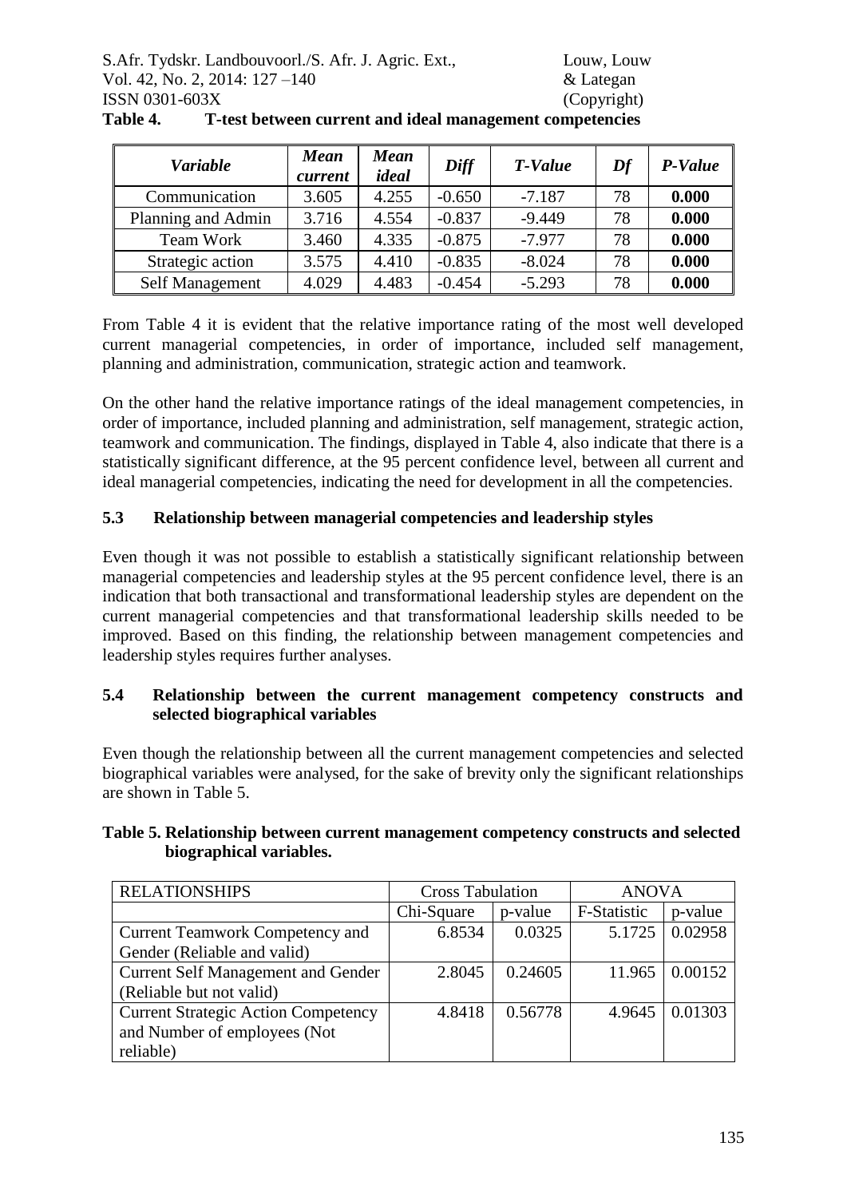**Table 4. T-test between current and ideal management competencies**

| *Variable* | *Mean current* | *Mean ideal* | *Diff* | *T-Value* | *Df* | *P-Value* |
|---|---|---|---|---|---|---|
| Communication | 3.605 | 4.255 | -0.650 | -7.187 | 78 | **0.000** |
| Planning and Admin | 3.716 | 4.554 | -0.837 | -9.449 | 78 | **0.000** |
| Team Work | 3.460 | 4.335 | -0.875 | -7.977 | 78 | **0.000** |
| Strategic action | 3.575 | 4.410 | -0.835 | -8.024 | 78 | **0.000** |
| Self Management | 4.029 | 4.483 | -0.454 | -5.293 | 78 | **0.000** |

From Table 4 it is evident that the relative importance rating of the most well developed current managerial competencies, in order of importance, included self management, planning and administration, communication, strategic action and teamwork.

On the other hand the relative importance ratings of the ideal management competencies, in order of importance, included planning and administration, self management, strategic action, teamwork and communication. The findings, displayed in Table 4, also indicate that there is a statistically significant difference, at the 95 percent confidence level, between all current and ideal managerial competencies, indicating the need for development in all the competencies.

### 5.3 Relationship between managerial competencies and leadership styles

Even though it was not possible to establish a statistically significant relationship between managerial competencies and leadership styles at the 95 percent confidence level, there is an indication that both transactional and transformational leadership styles are dependent on the current managerial competencies and that transformational leadership skills needed to be improved. Based on this finding, the relationship between management competencies and leadership styles requires further analyses.

### 5.4 Relationship between the current management competency constructs and selected biographical variables

Even though the relationship between all the current management competencies and selected biographical variables were analysed, for the sake of brevity only the significant relationships are shown in Table 5.

**Table 5. Relationship between current management competency constructs and selected biographical variables.**

| RELATIONSHIPS | Cross Tabulation | | ANOVA | |
|---|---|---|---|---|
| | Chi-Square | p-value | F-Statistic | p-value |
| Current Teamwork Competency and Gender (Reliable and valid) | 6.8534 | 0.0325 | 5.1725 | 0.02958 |
| Current Self Management and Gender (Reliable but not valid) | 2.8045 | 0.24605 | 11.965 | 0.00152 |
| Current Strategic Action Competency and Number of employees (Not reliable) | 4.8418 | 0.56778 | 4.9645 | 0.01303 |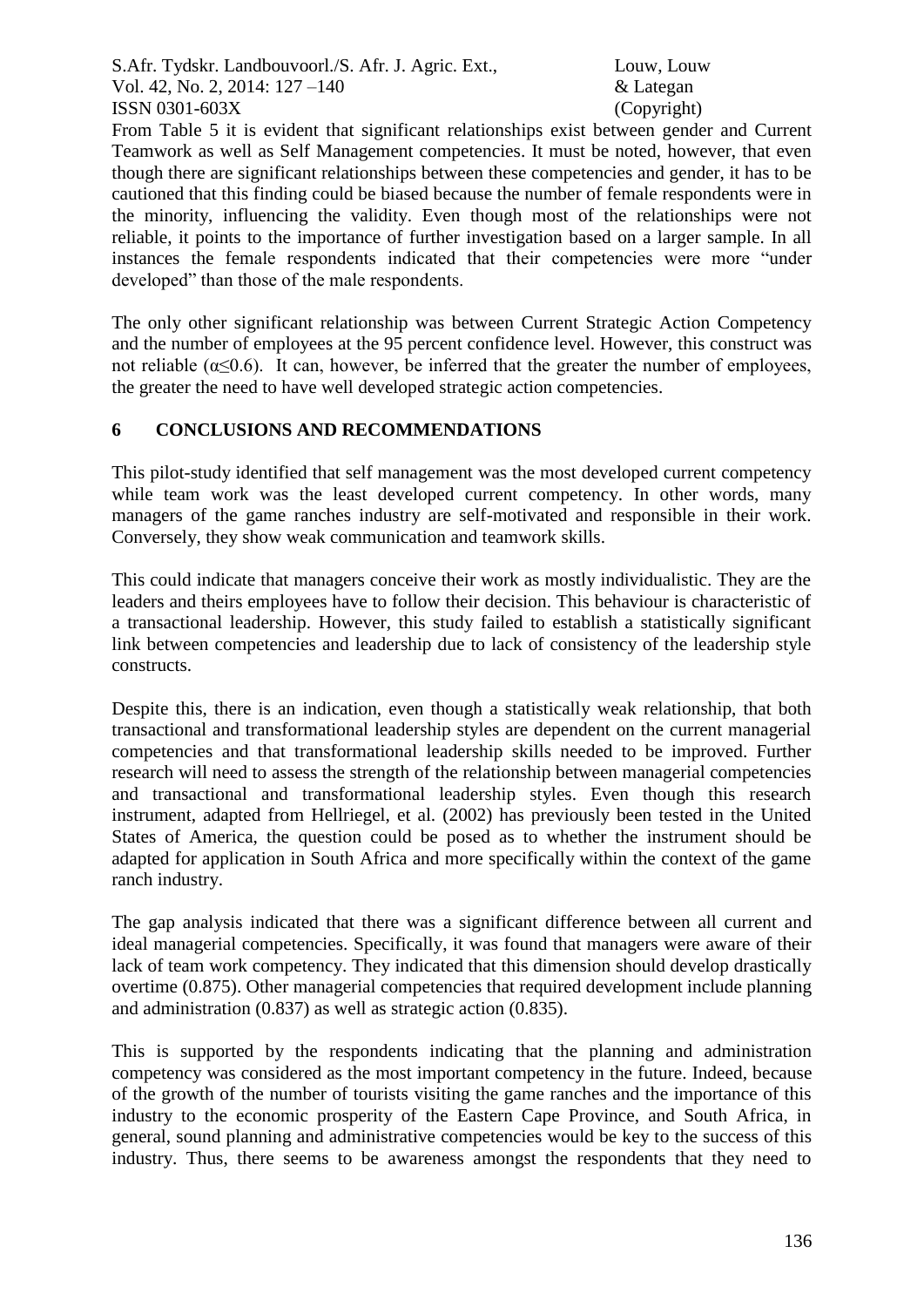From Table 5 it is evident that significant relationships exist between gender and Current Teamwork as well as Self Management competencies. It must be noted, however, that even though there are significant relationships between these competencies and gender, it has to be cautioned that this finding could be biased because the number of female respondents were in the minority, influencing the validity. Even though most of the relationships were not reliable, it points to the importance of further investigation based on a larger sample. In all instances the female respondents indicated that their competencies were more "under developed" than those of the male respondents.

The only other significant relationship was between Current Strategic Action Competency and the number of employees at the 95 percent confidence level. However, this construct was not reliable ($\alpha \leq 0.6$). It can, however, be inferred that the greater the number of employees, the greater the need to have well developed strategic action competencies.

## 6 CONCLUSIONS AND RECOMMENDATIONS

This pilot-study identified that self management was the most developed current competency while team work was the least developed current competency. In other words, many managers of the game ranches industry are self-motivated and responsible in their work. Conversely, they show weak communication and teamwork skills.

This could indicate that managers conceive their work as mostly individualistic. They are the leaders and theirs employees have to follow their decision. This behaviour is characteristic of a transactional leadership. However, this study failed to establish a statistically significant link between competencies and leadership due to lack of consistency of the leadership style constructs.

Despite this, there is an indication, even though a statistically weak relationship, that both transactional and transformational leadership styles are dependent on the current managerial competencies and that transformational leadership skills needed to be improved. Further research will need to assess the strength of the relationship between managerial competencies and transactional and transformational leadership styles. Even though this research instrument, adapted from Hellriegel, et al. (2002) has previously been tested in the United States of America, the question could be posed as to whether the instrument should be adapted for application in South Africa and more specifically within the context of the game ranch industry.

The gap analysis indicated that there was a significant difference between all current and ideal managerial competencies. Specifically, it was found that managers were aware of their lack of team work competency. They indicated that this dimension should develop drastically overtime (0.875). Other managerial competencies that required development include planning and administration (0.837) as well as strategic action (0.835).

This is supported by the respondents indicating that the planning and administration competency was considered as the most important competency in the future. Indeed, because of the growth of the number of tourists visiting the game ranches and the importance of this industry to the economic prosperity of the Eastern Cape Province, and South Africa, in general, sound planning and administrative competencies would be key to the success of this industry. Thus, there seems to be awareness amongst the respondents that they need to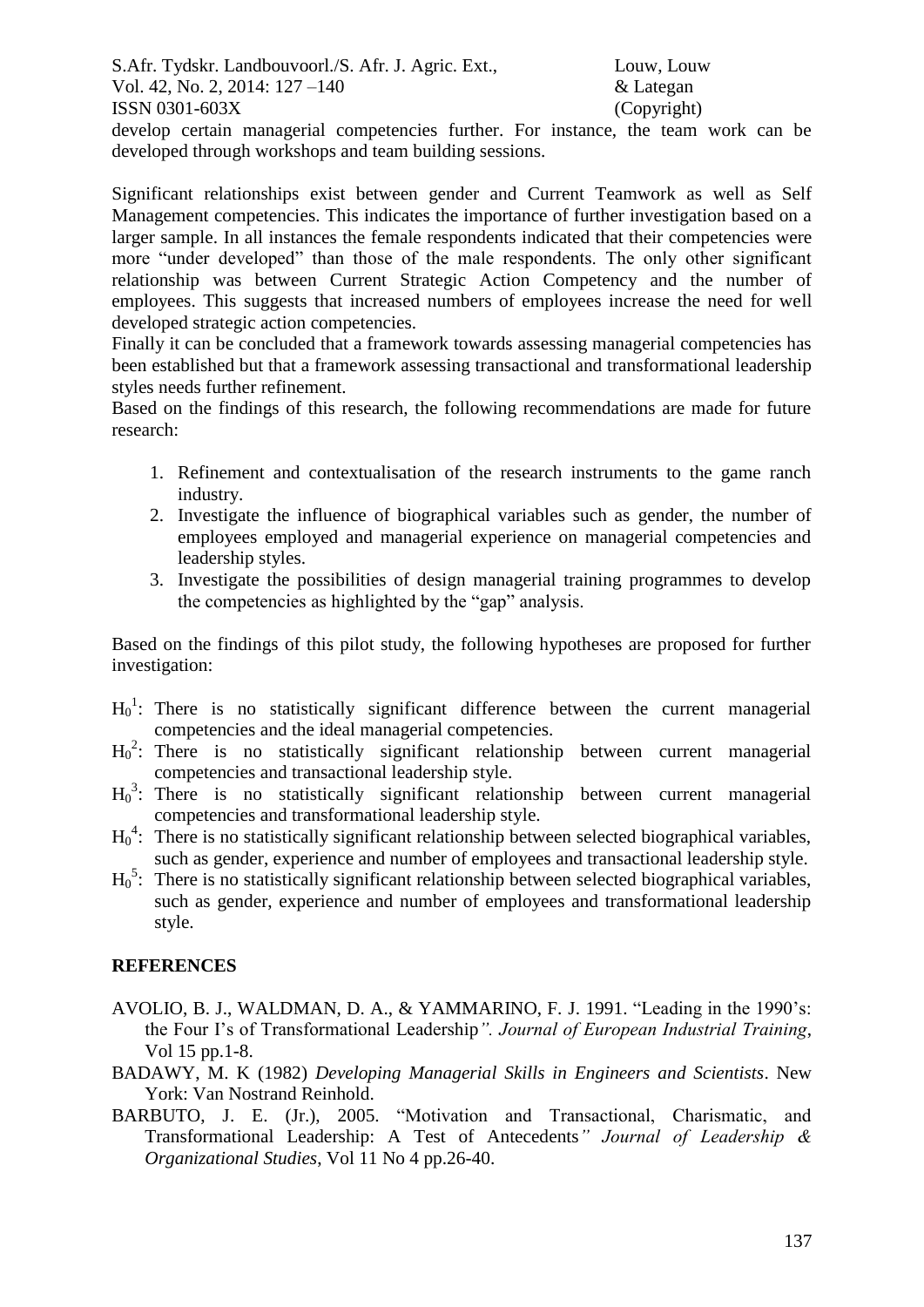develop certain managerial competencies further. For instance, the team work can be developed through workshops and team building sessions.

Significant relationships exist between gender and Current Teamwork as well as Self Management competencies. This indicates the importance of further investigation based on a larger sample. In all instances the female respondents indicated that their competencies were more "under developed" than those of the male respondents. The only other significant relationship was between Current Strategic Action Competency and the number of employees. This suggests that increased numbers of employees increase the need for well developed strategic action competencies.

Finally it can be concluded that a framework towards assessing managerial competencies has been established but that a framework assessing transactional and transformational leadership styles needs further refinement.

Based on the findings of this research, the following recommendations are made for future research:

1. Refinement and contextualisation of the research instruments to the game ranch industry.
2. Investigate the influence of biographical variables such as gender, the number of employees employed and managerial experience on managerial competencies and leadership styles.
3. Investigate the possibilities of design managerial training programmes to develop the competencies as highlighted by the "gap" analysis.

Based on the findings of this pilot study, the following hypotheses are proposed for further investigation:

$H_0^1$: There is no statistically significant difference between the current managerial competencies and the ideal managerial competencies.

$H_0^2$: There is no statistically significant relationship between current managerial competencies and transactional leadership style.

$H_0^3$: There is no statistically significant relationship between current managerial competencies and transformational leadership style.

$H_0^4$: There is no statistically significant relationship between selected biographical variables, such as gender, experience and number of employees and transactional leadership style.

$H_0^5$: There is no statistically significant relationship between selected biographical variables, such as gender, experience and number of employees and transformational leadership style.

## REFERENCES

AVOLIO, B. J., WALDMAN, D. A., & YAMMARINO, F. J. 1991. "Leading in the 1990's: the Four I's of Transformational Leadership". *Journal of European Industrial Training*, Vol 15 pp.1-8.

BADAWY, M. K (1982) *Developing Managerial Skills in Engineers and Scientists*. New York: Van Nostrand Reinhold.

BARBUTO, J. E. (Jr.), 2005. "Motivation and Transactional, Charismatic, and Transformational Leadership: A Test of Antecedents" *Journal of Leadership & Organizational Studies*, Vol 11 No 4 pp.26-40.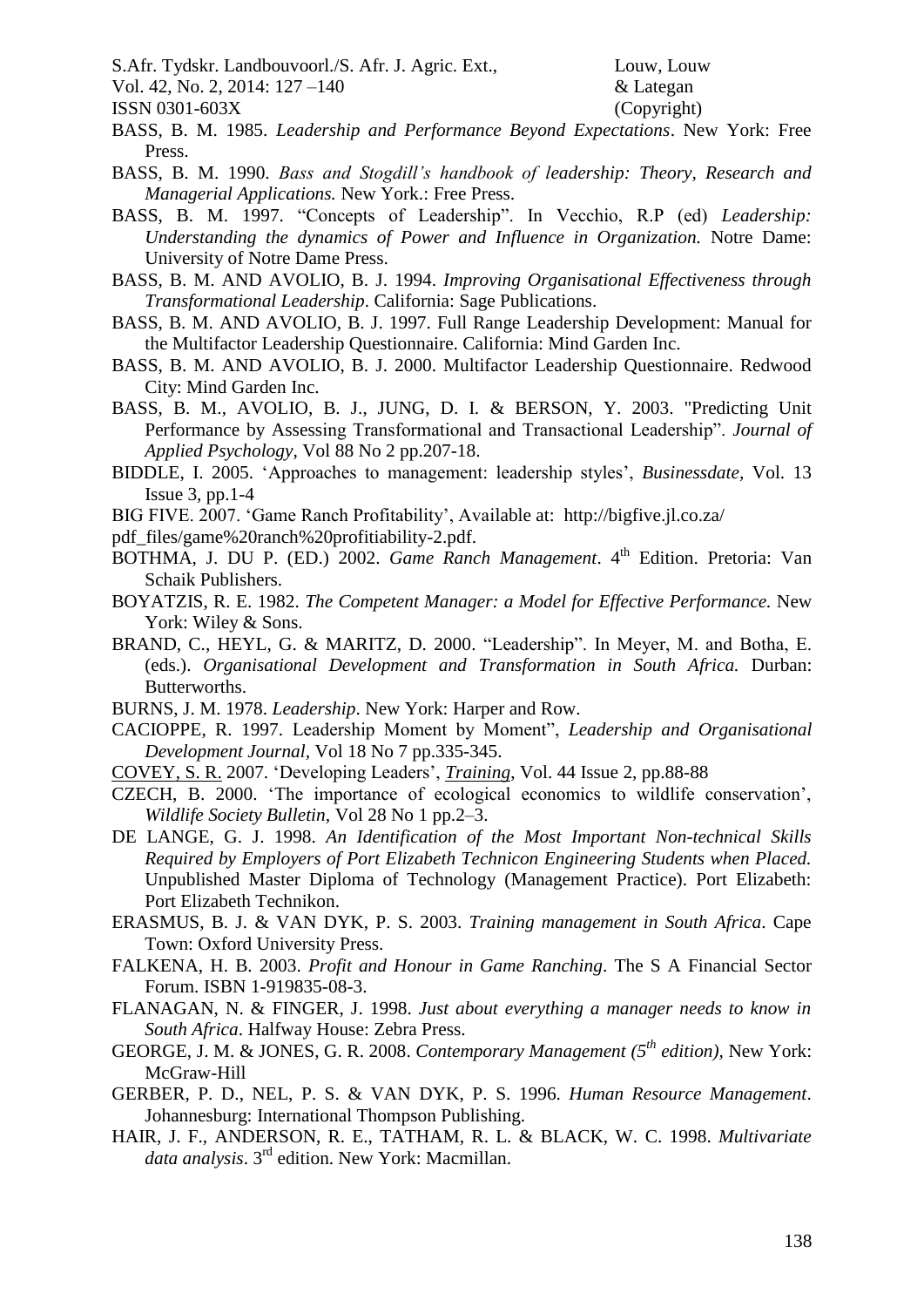BASS, B. M. 1985. *Leadership and Performance Beyond Expectations*. New York: Free Press.

BASS, B. M. 1990. *Bass and Stogdill's handbook of leadership: Theory, Research and Managerial Applications.* New York.: Free Press.

BASS, B. M. 1997. "Concepts of Leadership". In Vecchio, R.P (ed) *Leadership: Understanding the dynamics of Power and Influence in Organization.* Notre Dame: University of Notre Dame Press.

BASS, B. M. AND AVOLIO, B. J. 1994. *Improving Organisational Effectiveness through Transformational Leadership*. California: Sage Publications.

BASS, B. M. AND AVOLIO, B. J. 1997. Full Range Leadership Development: Manual for the Multifactor Leadership Questionnaire. California: Mind Garden Inc.

BASS, B. M. AND AVOLIO, B. J. 2000. Multifactor Leadership Questionnaire. Redwood City: Mind Garden Inc.

BASS, B. M., AVOLIO, B. J., JUNG, D. I. & BERSON, Y. 2003. "Predicting Unit Performance by Assessing Transformational and Transactional Leadership". *Journal of Applied Psychology*, Vol 88 No 2 pp.207-18.

BIDDLE, I. 2005. 'Approaches to management: leadership styles', *Businessdate*, Vol. 13 Issue 3, pp.1-4

BIG FIVE. 2007. 'Game Ranch Profitability', Available at: http://bigfive.jl.co.za/pdf_files/game%20ranch%20profitiability-2.pdf.

BOTHMA, J. DU P. (ED.) 2002. *Game Ranch Management*. 4th Edition. Pretoria: Van Schaik Publishers.

BOYATZIS, R. E. 1982. *The Competent Manager: a Model for Effective Performance.* New York: Wiley & Sons.

BRAND, C., HEYL, G. & MARITZ, D. 2000. "Leadership". In Meyer, M. and Botha, E. (eds.). *Organisational Development and Transformation in South Africa.* Durban: Butterworths.

BURNS, J. M. 1978. *Leadership*. New York: Harper and Row.

CACIOPPE, R. 1997. Leadership Moment by Moment", *Leadership and Organisational Development Journal*, Vol 18 No 7 pp.335-345.

COVEY, S. R. 2007. 'Developing Leaders', *Training*, Vol. 44 Issue 2, pp.88-88

CZECH, B. 2000. 'The importance of ecological economics to wildlife conservation', *Wildlife Society Bulletin*, Vol 28 No 1 pp.2–3.

DE LANGE, G. J. 1998. *An Identification of the Most Important Non-technical Skills Required by Employers of Port Elizabeth Technicon Engineering Students when Placed.* Unpublished Master Diploma of Technology (Management Practice). Port Elizabeth: Port Elizabeth Technikon.

ERASMUS, B. J. & VAN DYK, P. S. 2003. *Training management in South Africa*. Cape Town: Oxford University Press.

FALKENA, H. B. 2003. *Profit and Honour in Game Ranching*. The S A Financial Sector Forum. ISBN 1-919835-08-3.

FLANAGAN, N. & FINGER, J. 1998. *Just about everything a manager needs to know in South Africa*. Halfway House: Zebra Press.

GEORGE, J. M. & JONES, G. R. 2008. *Contemporary Management (5th edition)*, New York: McGraw-Hill

GERBER, P. D., NEL, P. S. & VAN DYK, P. S. 1996. *Human Resource Management*. Johannesburg: International Thompson Publishing.

HAIR, J. F., ANDERSON, R. E., TATHAM, R. L. & BLACK, W. C. 1998. *Multivariate data analysis*. 3rd edition. New York: Macmillan.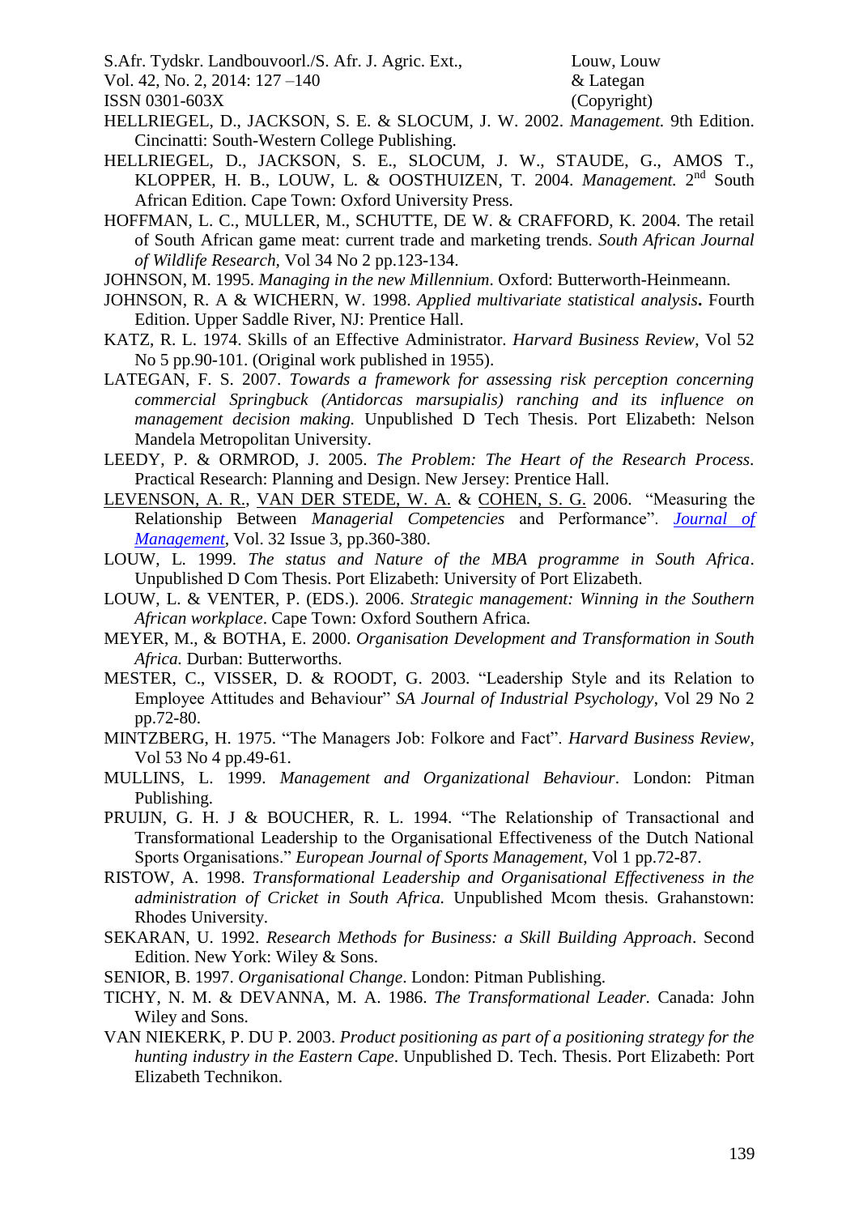HELLRIEGEL, D., JACKSON, S. E. & SLOCUM, J. W. 2002. *Management.* 9th Edition. Cincinatti: South-Western College Publishing.

HELLRIEGEL, D., JACKSON, S. E., SLOCUM, J. W., STAUDE, G., AMOS T., KLOPPER, H. B., LOUW, L. & OOSTHUIZEN, T. 2004. *Management.* 2nd South African Edition. Cape Town: Oxford University Press.

HOFFMAN, L. C., MULLER, M., SCHUTTE, DE W. & CRAFFORD, K. 2004. The retail of South African game meat: current trade and marketing trends. *South African Journal of Wildlife Research*, Vol 34 No 2 pp.123-134.

JOHNSON, M. 1995. *Managing in the new Millennium*. Oxford: Butterworth-Heinmeann.

JOHNSON, R. A & WICHERN, W. 1998. *Applied multivariate statistical analysis***.** Fourth Edition. Upper Saddle River, NJ: Prentice Hall.

KATZ, R. L. 1974. Skills of an Effective Administrator. *Harvard Business Review*, Vol 52 No 5 pp.90-101. (Original work published in 1955).

LATEGAN, F. S. 2007. *Towards a framework for assessing risk perception concerning commercial Springbuck (Antidorcas marsupialis) ranching and its influence on management decision making.* Unpublished D Tech Thesis. Port Elizabeth: Nelson Mandela Metropolitan University.

LEEDY, P. & ORMROD, J. 2005. *The Problem: The Heart of the Research Process*. Practical Research: Planning and Design. New Jersey: Prentice Hall.

LEVENSON, A. R., VAN DER STEDE, W. A. & COHEN, S. G. 2006. "Measuring the Relationship Between *Managerial Competencies* and Performance". *Journal of Management*, Vol. 32 Issue 3, pp.360-380.

LOUW, L. 1999. *The status and Nature of the MBA programme in South Africa*. Unpublished D Com Thesis. Port Elizabeth: University of Port Elizabeth.

LOUW, L. & VENTER, P. (EDS.). 2006. *Strategic management: Winning in the Southern African workplace*. Cape Town: Oxford Southern Africa.

MEYER, M., & BOTHA, E. 2000. *Organisation Development and Transformation in South Africa.* Durban: Butterworths.

MESTER, C., VISSER, D. & ROODT, G. 2003. "Leadership Style and its Relation to Employee Attitudes and Behaviour" *SA Journal of Industrial Psychology*, Vol 29 No 2 pp.72-80.

MINTZBERG, H. 1975. "The Managers Job: Folkore and Fact". *Harvard Business Review*, Vol 53 No 4 pp.49-61.

MULLINS, L. 1999. *Management and Organizational Behaviour*. London: Pitman Publishing.

PRUIJN, G. H. J & BOUCHER, R. L. 1994. "The Relationship of Transactional and Transformational Leadership to the Organisational Effectiveness of the Dutch National Sports Organisations." *European Journal of Sports Management*, Vol 1 pp.72-87.

RISTOW, A. 1998. *Transformational Leadership and Organisational Effectiveness in the administration of Cricket in South Africa.* Unpublished Mcom thesis. Grahanstown: Rhodes University.

SEKARAN, U. 1992. *Research Methods for Business: a Skill Building Approach*. Second Edition. New York: Wiley & Sons.

SENIOR, B. 1997. *Organisational Change*. London: Pitman Publishing.

TICHY, N. M. & DEVANNA, M. A. 1986. *The Transformational Leader.* Canada: John Wiley and Sons.

VAN NIEKERK, P. DU P. 2003. *Product positioning as part of a positioning strategy for the hunting industry in the Eastern Cape*. Unpublished D. Tech. Thesis. Port Elizabeth: Port Elizabeth Technikon.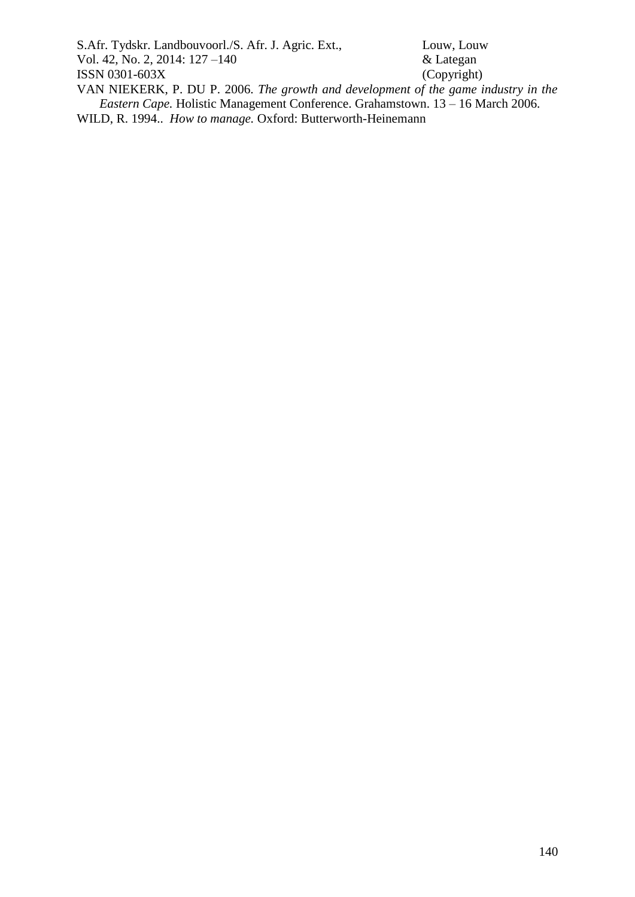VAN NIEKERK, P. DU P. 2006. *The growth and development of the game industry in the Eastern Cape.* Holistic Management Conference. Grahamstown. 13 – 16 March 2006.

WILD, R. 1994.. *How to manage.* Oxford: Butterworth-Heinemann